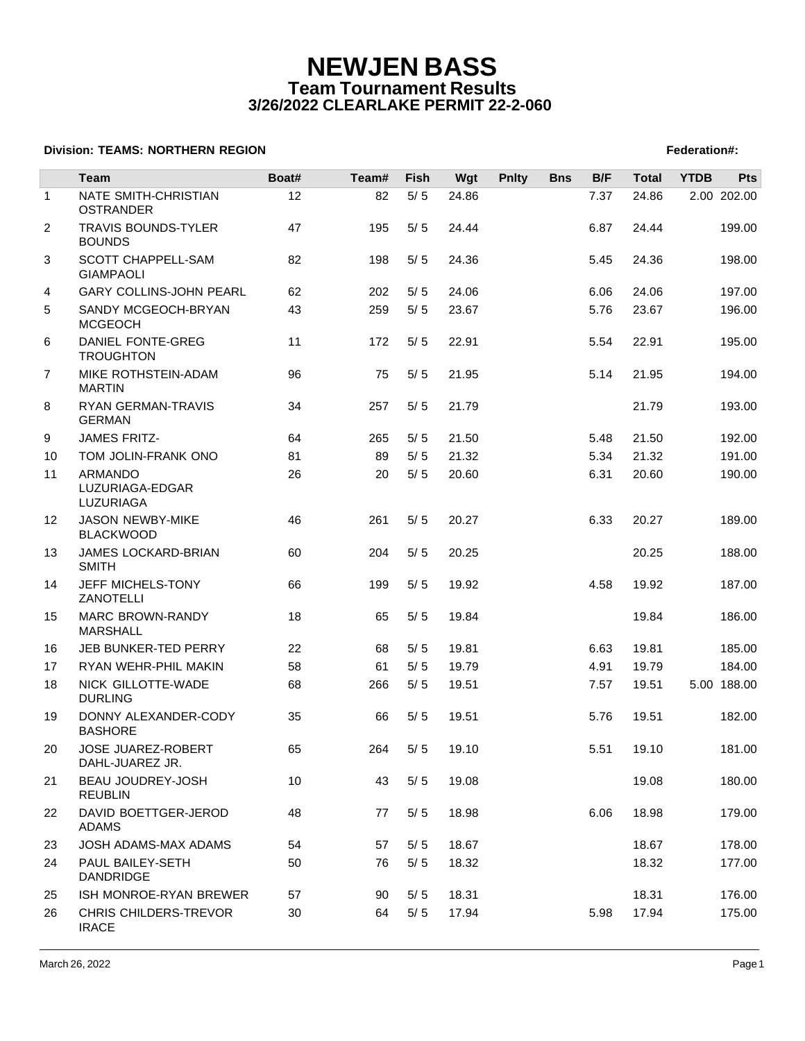# NEWJEN BASS

## Team Tournament Results

## 3/26/2022 CLEARLAKE PERMIT 22-2-060

**Division: TEAMS: NORTHERN REGION** **Federation#:**

| | Team | Boat# | Team# | Fish | Wgt | Pnlty | Bns | B/F | Total | YTDB | Pts |
|---|---|---|---|---|---|---|---|---|---|---|---|
| 1 | NATE SMITH-CHRISTIAN OSTRANDER | 12 | 82 | 5/ 5 | 24.86 | | | 7.37 | 24.86 | 2.00 | 202.00 |
| 2 | TRAVIS BOUNDS-TYLER BOUNDS | 47 | 195 | 5/ 5 | 24.44 | | | 6.87 | 24.44 | | 199.00 |
| 3 | SCOTT CHAPPELL-SAM GIAMPAOLI | 82 | 198 | 5/ 5 | 24.36 | | | 5.45 | 24.36 | | 198.00 |
| 4 | GARY COLLINS-JOHN PEARL | 62 | 202 | 5/ 5 | 24.06 | | | 6.06 | 24.06 | | 197.00 |
| 5 | SANDY MCGEOCH-BRYAN MCGEOCH | 43 | 259 | 5/ 5 | 23.67 | | | 5.76 | 23.67 | | 196.00 |
| 6 | DANIEL FONTE-GREG TROUGHTON | 11 | 172 | 5/ 5 | 22.91 | | | 5.54 | 22.91 | | 195.00 |
| 7 | MIKE ROTHSTEIN-ADAM MARTIN | 96 | 75 | 5/ 5 | 21.95 | | | 5.14 | 21.95 | | 194.00 |
| 8 | RYAN GERMAN-TRAVIS GERMAN | 34 | 257 | 5/ 5 | 21.79 | | | | 21.79 | | 193.00 |
| 9 | JAMES FRITZ- | 64 | 265 | 5/ 5 | 21.50 | | | 5.48 | 21.50 | | 192.00 |
| 10 | TOM JOLIN-FRANK ONO | 81 | 89 | 5/ 5 | 21.32 | | | 5.34 | 21.32 | | 191.00 |
| 11 | ARMANDO LUZURIAGA-EDGAR LUZURIAGA | 26 | 20 | 5/ 5 | 20.60 | | | 6.31 | 20.60 | | 190.00 |
| 12 | JASON NEWBY-MIKE BLACKWOOD | 46 | 261 | 5/ 5 | 20.27 | | | 6.33 | 20.27 | | 189.00 |
| 13 | JAMES LOCKARD-BRIAN SMITH | 60 | 204 | 5/ 5 | 20.25 | | | | 20.25 | | 188.00 |
| 14 | JEFF MICHELS-TONY ZANOTELLI | 66 | 199 | 5/ 5 | 19.92 | | | 4.58 | 19.92 | | 187.00 |
| 15 | MARC BROWN-RANDY MARSHALL | 18 | 65 | 5/ 5 | 19.84 | | | | 19.84 | | 186.00 |
| 16 | JEB BUNKER-TED PERRY | 22 | 68 | 5/ 5 | 19.81 | | | 6.63 | 19.81 | | 185.00 |
| 17 | RYAN WEHR-PHIL MAKIN | 58 | 61 | 5/ 5 | 19.79 | | | 4.91 | 19.79 | | 184.00 |
| 18 | NICK GILLOTTE-WADE DURLING | 68 | 266 | 5/ 5 | 19.51 | | | 7.57 | 19.51 | 5.00 | 188.00 |
| 19 | DONNY ALEXANDER-CODY BASHORE | 35 | 66 | 5/ 5 | 19.51 | | | 5.76 | 19.51 | | 182.00 |
| 20 | JOSE JUAREZ-ROBERT DAHL-JUAREZ JR. | 65 | 264 | 5/ 5 | 19.10 | | | 5.51 | 19.10 | | 181.00 |
| 21 | BEAU JOUDREY-JOSH REUBLIN | 10 | 43 | 5/ 5 | 19.08 | | | | 19.08 | | 180.00 |
| 22 | DAVID BOETTGER-JEROD ADAMS | 48 | 77 | 5/ 5 | 18.98 | | | 6.06 | 18.98 | | 179.00 |
| 23 | JOSH ADAMS-MAX ADAMS | 54 | 57 | 5/ 5 | 18.67 | | | | 18.67 | | 178.00 |
| 24 | PAUL BAILEY-SETH DANDRIDGE | 50 | 76 | 5/ 5 | 18.32 | | | | 18.32 | | 177.00 |
| 25 | ISH MONROE-RYAN BREWER | 57 | 90 | 5/ 5 | 18.31 | | | | 18.31 | | 176.00 |
| 26 | CHRIS CHILDERS-TREVOR IRACE | 30 | 64 | 5/ 5 | 17.94 | | | 5.98 | 17.94 | | 175.00 |

March 26, 2022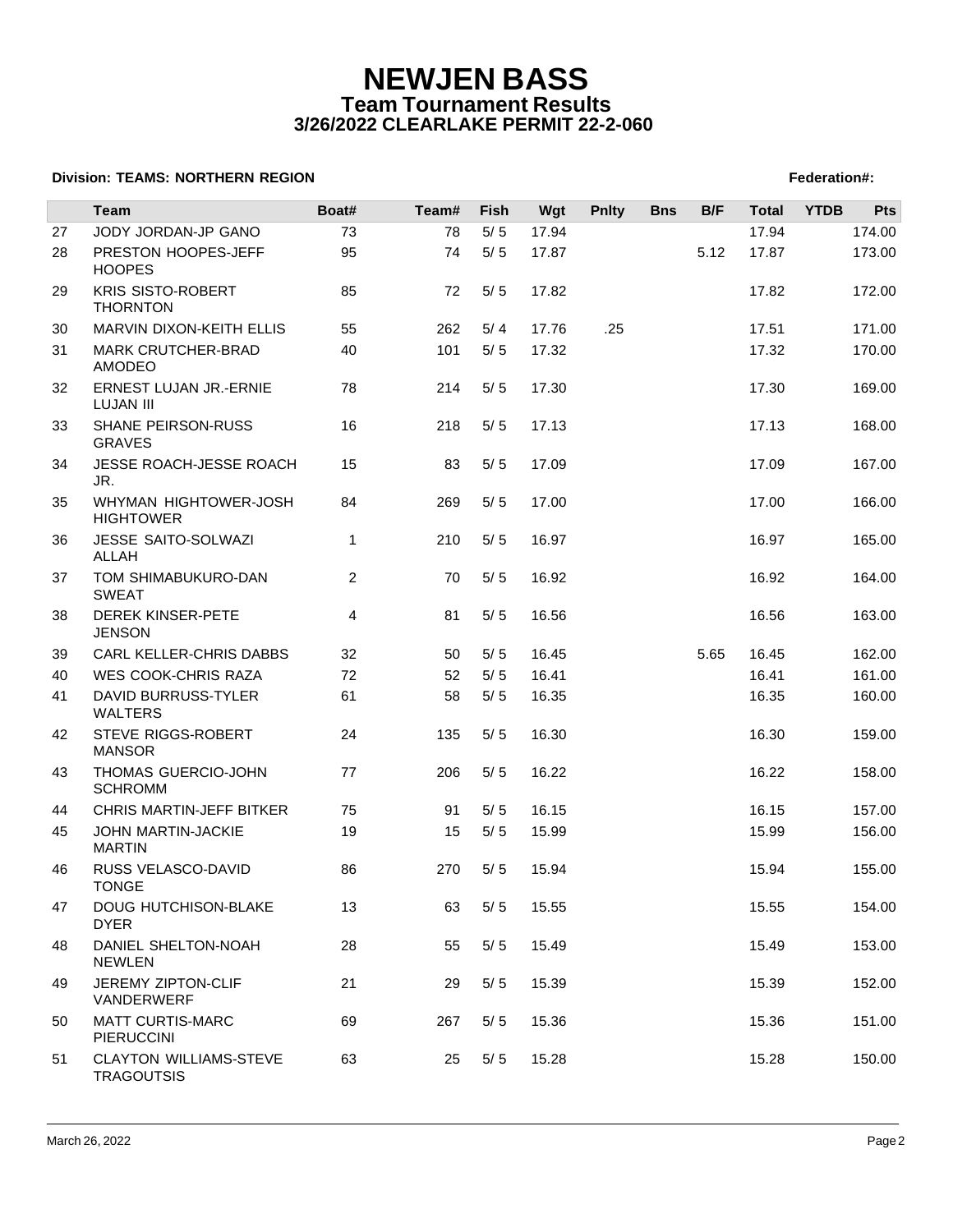# NEWJEN BASS

## Team Tournament Results

## 3/26/2022 CLEARLAKE PERMIT 22-2-060

**Division: TEAMS: NORTHERN REGION** **Federation#:**

| | Team | Boat# | Team# | Fish | Wgt | Pnlty | Bns | B/F | Total | YTDB | Pts |
|---|---|---|---|---|---|---|---|---|---|---|---|
| 27 | JODY JORDAN-JP GANO | 73 | 78 | 5/ 5 | 17.94 | | | | 17.94 | | 174.00 |
| 28 | PRESTON HOOPES-JEFF HOOPES | 95 | 74 | 5/ 5 | 17.87 | | | 5.12 | 17.87 | | 173.00 |
| 29 | KRIS SISTO-ROBERT THORNTON | 85 | 72 | 5/ 5 | 17.82 | | | | 17.82 | | 172.00 |
| 30 | MARVIN DIXON-KEITH ELLIS | 55 | 262 | 5/ 4 | 17.76 | .25 | | | 17.51 | | 171.00 |
| 31 | MARK CRUTCHER-BRAD AMODEO | 40 | 101 | 5/ 5 | 17.32 | | | | 17.32 | | 170.00 |
| 32 | ERNEST LUJAN JR.-ERNIE LUJAN III | 78 | 214 | 5/ 5 | 17.30 | | | | 17.30 | | 169.00 |
| 33 | SHANE PEIRSON-RUSS GRAVES | 16 | 218 | 5/ 5 | 17.13 | | | | 17.13 | | 168.00 |
| 34 | JESSE ROACH-JESSE ROACH JR. | 15 | 83 | 5/ 5 | 17.09 | | | | 17.09 | | 167.00 |
| 35 | WHYMAN HIGHTOWER-JOSH HIGHTOWER | 84 | 269 | 5/ 5 | 17.00 | | | | 17.00 | | 166.00 |
| 36 | JESSE SAITO-SOLWAZI ALLAH | 1 | 210 | 5/ 5 | 16.97 | | | | 16.97 | | 165.00 |
| 37 | TOM SHIMABUKURO-DAN SWEAT | 2 | 70 | 5/ 5 | 16.92 | | | | 16.92 | | 164.00 |
| 38 | DEREK KINSER-PETE JENSON | 4 | 81 | 5/ 5 | 16.56 | | | | 16.56 | | 163.00 |
| 39 | CARL KELLER-CHRIS DABBS | 32 | 50 | 5/ 5 | 16.45 | | | 5.65 | 16.45 | | 162.00 |
| 40 | WES COOK-CHRIS RAZA | 72 | 52 | 5/ 5 | 16.41 | | | | 16.41 | | 161.00 |
| 41 | DAVID BURRUSS-TYLER WALTERS | 61 | 58 | 5/ 5 | 16.35 | | | | 16.35 | | 160.00 |
| 42 | STEVE RIGGS-ROBERT MANSOR | 24 | 135 | 5/ 5 | 16.30 | | | | 16.30 | | 159.00 |
| 43 | THOMAS GUERCIO-JOHN SCHROMM | 77 | 206 | 5/ 5 | 16.22 | | | | 16.22 | | 158.00 |
| 44 | CHRIS MARTIN-JEFF BITKER | 75 | 91 | 5/ 5 | 16.15 | | | | 16.15 | | 157.00 |
| 45 | JOHN MARTIN-JACKIE MARTIN | 19 | 15 | 5/ 5 | 15.99 | | | | 15.99 | | 156.00 |
| 46 | RUSS VELASCO-DAVID TONGE | 86 | 270 | 5/ 5 | 15.94 | | | | 15.94 | | 155.00 |
| 47 | DOUG HUTCHISON-BLAKE DYER | 13 | 63 | 5/ 5 | 15.55 | | | | 15.55 | | 154.00 |
| 48 | DANIEL SHELTON-NOAH NEWLEN | 28 | 55 | 5/ 5 | 15.49 | | | | 15.49 | | 153.00 |
| 49 | JEREMY ZIPTON-CLIF VANDERWERF | 21 | 29 | 5/ 5 | 15.39 | | | | 15.39 | | 152.00 |
| 50 | MATT CURTIS-MARC PIERUCCINI | 69 | 267 | 5/ 5 | 15.36 | | | | 15.36 | | 151.00 |
| 51 | CLAYTON WILLIAMS-STEVE TRAGOUTSIS | 63 | 25 | 5/ 5 | 15.28 | | | | 15.28 | | 150.00 |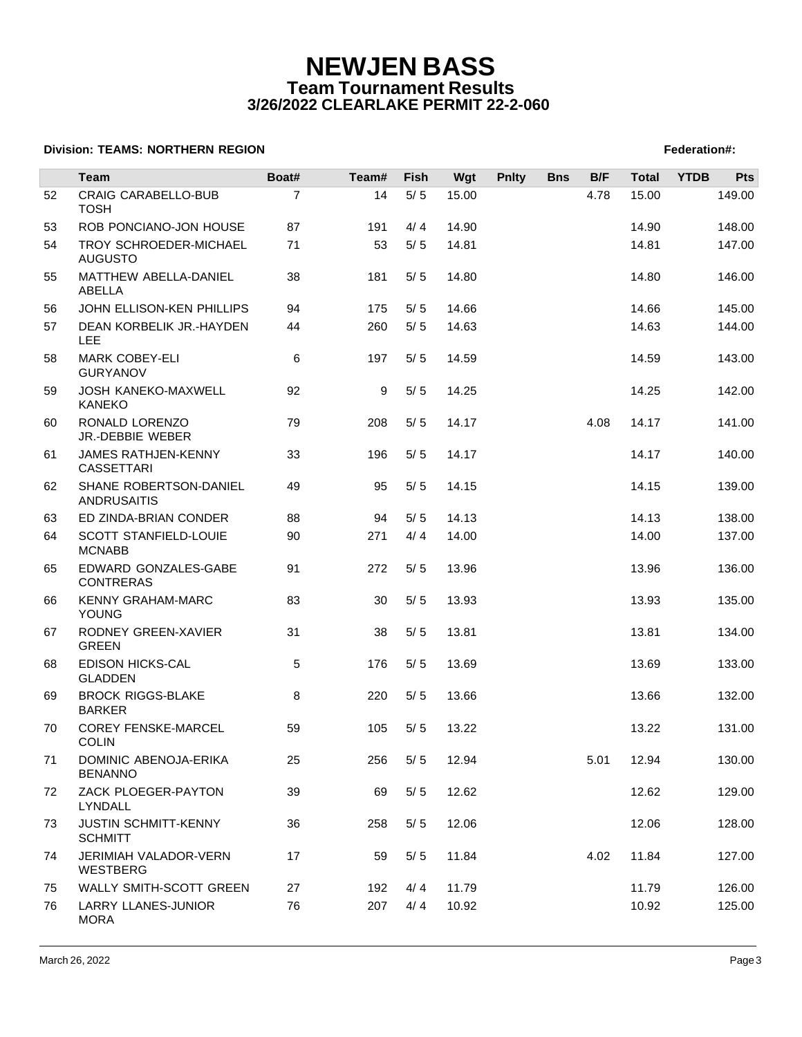# NEWJEN BASS

## Team Tournament Results

### 3/26/2022 CLEARLAKE PERMIT 22-2-060

**Division: TEAMS: NORTHERN REGION** **Federation#:**

| | Team | Boat# | Team# | Fish | Wgt | Pnlty | Bns | B/F | Total | YTDB | Pts |
|---|---|---|---|---|---|---|---|---|---|---|---|
| 52 | CRAIG CARABELLO-BUB TOSH | 7 | 14 | 5/ 5 | 15.00 | | | 4.78 | 15.00 | | 149.00 |
| 53 | ROB PONCIANO-JON HOUSE | 87 | 191 | 4/ 4 | 14.90 | | | | 14.90 | | 148.00 |
| 54 | TROY SCHROEDER-MICHAEL AUGUSTO | 71 | 53 | 5/ 5 | 14.81 | | | | 14.81 | | 147.00 |
| 55 | MATTHEW ABELLA-DANIEL ABELLA | 38 | 181 | 5/ 5 | 14.80 | | | | 14.80 | | 146.00 |
| 56 | JOHN ELLISON-KEN PHILLIPS | 94 | 175 | 5/ 5 | 14.66 | | | | 14.66 | | 145.00 |
| 57 | DEAN KORBELIK JR.-HAYDEN LEE | 44 | 260 | 5/ 5 | 14.63 | | | | 14.63 | | 144.00 |
| 58 | MARK COBEY-ELI GURYANOV | 6 | 197 | 5/ 5 | 14.59 | | | | 14.59 | | 143.00 |
| 59 | JOSH KANEKO-MAXWELL KANEKO | 92 | 9 | 5/ 5 | 14.25 | | | | 14.25 | | 142.00 |
| 60 | RONALD LORENZO JR.-DEBBIE WEBER | 79 | 208 | 5/ 5 | 14.17 | | | 4.08 | 14.17 | | 141.00 |
| 61 | JAMES RATHJEN-KENNY CASSETTARI | 33 | 196 | 5/ 5 | 14.17 | | | | 14.17 | | 140.00 |
| 62 | SHANE ROBERTSON-DANIEL ANDRUSAITIS | 49 | 95 | 5/ 5 | 14.15 | | | | 14.15 | | 139.00 |
| 63 | ED ZINDA-BRIAN CONDER | 88 | 94 | 5/ 5 | 14.13 | | | | 14.13 | | 138.00 |
| 64 | SCOTT STANFIELD-LOUIE MCNABB | 90 | 271 | 4/ 4 | 14.00 | | | | 14.00 | | 137.00 |
| 65 | EDWARD GONZALES-GABE CONTRERAS | 91 | 272 | 5/ 5 | 13.96 | | | | 13.96 | | 136.00 |
| 66 | KENNY GRAHAM-MARC YOUNG | 83 | 30 | 5/ 5 | 13.93 | | | | 13.93 | | 135.00 |
| 67 | RODNEY GREEN-XAVIER GREEN | 31 | 38 | 5/ 5 | 13.81 | | | | 13.81 | | 134.00 |
| 68 | EDISON HICKS-CAL GLADDEN | 5 | 176 | 5/ 5 | 13.69 | | | | 13.69 | | 133.00 |
| 69 | BROCK RIGGS-BLAKE BARKER | 8 | 220 | 5/ 5 | 13.66 | | | | 13.66 | | 132.00 |
| 70 | COREY FENSKE-MARCEL COLIN | 59 | 105 | 5/ 5 | 13.22 | | | | 13.22 | | 131.00 |
| 71 | DOMINIC ABENOJA-ERIKA BENANNO | 25 | 256 | 5/ 5 | 12.94 | | | 5.01 | 12.94 | | 130.00 |
| 72 | ZACK PLOEGER-PAYTON LYNDALL | 39 | 69 | 5/ 5 | 12.62 | | | | 12.62 | | 129.00 |
| 73 | JUSTIN SCHMITT-KENNY SCHMITT | 36 | 258 | 5/ 5 | 12.06 | | | | 12.06 | | 128.00 |
| 74 | JERIMIAH VALADOR-VERN WESTBERG | 17 | 59 | 5/ 5 | 11.84 | | | 4.02 | 11.84 | | 127.00 |
| 75 | WALLY SMITH-SCOTT GREEN | 27 | 192 | 4/ 4 | 11.79 | | | | 11.79 | | 126.00 |
| 76 | LARRY LLANES-JUNIOR MORA | 76 | 207 | 4/ 4 | 10.92 | | | | 10.92 | | 125.00 |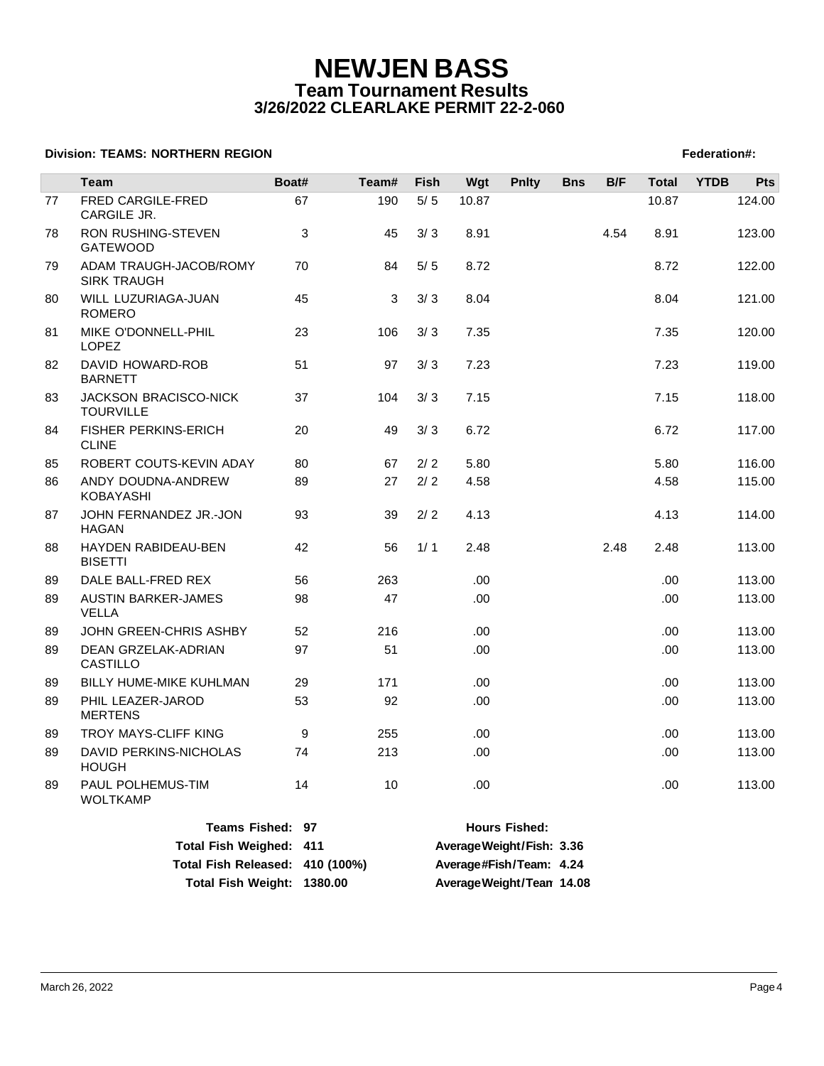# NEWJEN BASS

## Team Tournament Results

## 3/26/2022 CLEARLAKE PERMIT 22-2-060

**Division: TEAMS: NORTHERN REGION** **Federation#:**

| | Team | Boat# | Team# | Fish | Wgt | Pnlty | Bns | B/F | Total | YTDB | Pts |
|---|---|---|---|---|---|---|---|---|---|---|---|
| 77 | FRED CARGILE-FRED CARGILE JR. | 67 | 190 | 5/ 5 | 10.87 | | | | 10.87 | | 124.00 |
| 78 | RON RUSHING-STEVEN GATEWOOD | 3 | 45 | 3/ 3 | 8.91 | | | 4.54 | 8.91 | | 123.00 |
| 79 | ADAM TRAUGH-JACOB/ROMY SIRK TRAUGH | 70 | 84 | 5/ 5 | 8.72 | | | | 8.72 | | 122.00 |
| 80 | WILL LUZURIAGA-JUAN ROMERO | 45 | 3 | 3/ 3 | 8.04 | | | | 8.04 | | 121.00 |
| 81 | MIKE O'DONNELL-PHIL LOPEZ | 23 | 106 | 3/ 3 | 7.35 | | | | 7.35 | | 120.00 |
| 82 | DAVID HOWARD-ROB BARNETT | 51 | 97 | 3/ 3 | 7.23 | | | | 7.23 | | 119.00 |
| 83 | JACKSON BRACISCO-NICK TOURVILLE | 37 | 104 | 3/ 3 | 7.15 | | | | 7.15 | | 118.00 |
| 84 | FISHER PERKINS-ERICH CLINE | 20 | 49 | 3/ 3 | 6.72 | | | | 6.72 | | 117.00 |
| 85 | ROBERT COUTS-KEVIN ADAY | 80 | 67 | 2/ 2 | 5.80 | | | | 5.80 | | 116.00 |
| 86 | ANDY DOUDNA-ANDREW KOBAYASHI | 89 | 27 | 2/ 2 | 4.58 | | | | 4.58 | | 115.00 |
| 87 | JOHN FERNANDEZ JR.-JON HAGAN | 93 | 39 | 2/ 2 | 4.13 | | | | 4.13 | | 114.00 |
| 88 | HAYDEN RABIDEAU-BEN BISETTI | 42 | 56 | 1/ 1 | 2.48 | | | 2.48 | 2.48 | | 113.00 |
| 89 | DALE BALL-FRED REX | 56 | 263 | | .00 | | | | .00 | | 113.00 |
| 89 | AUSTIN BARKER-JAMES VELLA | 98 | 47 | | .00 | | | | .00 | | 113.00 |
| 89 | JOHN GREEN-CHRIS ASHBY | 52 | 216 | | .00 | | | | .00 | | 113.00 |
| 89 | DEAN GRZELAK-ADRIAN CASTILLO | 97 | 51 | | .00 | | | | .00 | | 113.00 |
| 89 | BILLY HUME-MIKE KUHLMAN | 29 | 171 | | .00 | | | | .00 | | 113.00 |
| 89 | PHIL LEAZER-JAROD MERTENS | 53 | 92 | | .00 | | | | .00 | | 113.00 |
| 89 | TROY MAYS-CLIFF KING | 9 | 255 | | .00 | | | | .00 | | 113.00 |
| 89 | DAVID PERKINS-NICHOLAS HOUGH | 74 | 213 | | .00 | | | | .00 | | 113.00 |
| 89 | PAUL POLHEMUS-TIM WOLTKAMP | 14 | 10 | | .00 | | | | .00 | | 113.00 |

**Teams Fished:** 97

**Total Fish Weighed:** 411

**Total Fish Released:** 410 (100%)

**Total Fish Weight:** 1380.00

**Hours Fished:**

**AverageWeight/Fish:** 3.36

**Average#Fish/Team:** 4.24

**AverageWeight/Tean** 14.08

March 26, 2022